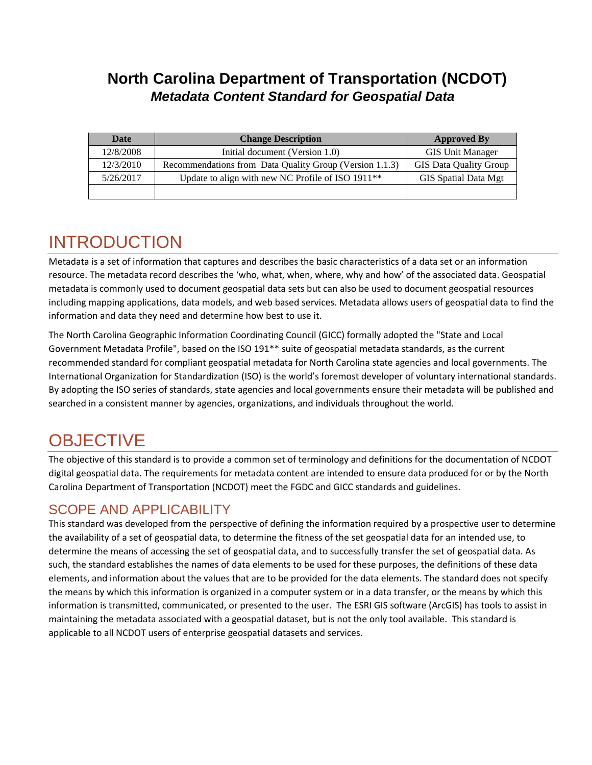# North Carolina Department of Transportation (NCDOT)

***Metadata Content Standard for Geospatial Data***

| Date | Change Description | Approved By |
|---|---|---|
| 12/8/2008 | Initial document (Version 1.0) | GIS Unit Manager |
| 12/3/2010 | Recommendations from Data Quality Group (Version 1.1.3) | GIS Data Quality Group |
| 5/26/2017 | Update to align with new NC Profile of ISO 1911** | GIS Spatial Data Mgt |
| | | |

## INTRODUCTION

Metadata is a set of information that captures and describes the basic characteristics of a data set or an information resource. The metadata record describes the 'who, what, when, where, why and how' of the associated data. Geospatial metadata is commonly used to document geospatial data sets but can also be used to document geospatial resources including mapping applications, data models, and web based services. Metadata allows users of geospatial data to find the information and data they need and determine how best to use it.

The North Carolina Geographic Information Coordinating Council (GICC) formally adopted the "State and Local Government Metadata Profile", based on the ISO 191** suite of geospatial metadata standards, as the current recommended standard for compliant geospatial metadata for North Carolina state agencies and local governments. The International Organization for Standardization (ISO) is the world's foremost developer of voluntary international standards. By adopting the ISO series of standards, state agencies and local governments ensure their metadata will be published and searched in a consistent manner by agencies, organizations, and individuals throughout the world.

## OBJECTIVE

The objective of this standard is to provide a common set of terminology and definitions for the documentation of NCDOT digital geospatial data. The requirements for metadata content are intended to ensure data produced for or by the North Carolina Department of Transportation (NCDOT) meet the FGDC and GICC standards and guidelines.

### SCOPE AND APPLICABILITY

This standard was developed from the perspective of defining the information required by a prospective user to determine the availability of a set of geospatial data, to determine the fitness of the set geospatial data for an intended use, to determine the means of accessing the set of geospatial data, and to successfully transfer the set of geospatial data. As such, the standard establishes the names of data elements to be used for these purposes, the definitions of these data elements, and information about the values that are to be provided for the data elements. The standard does not specify the means by which this information is organized in a computer system or in a data transfer, or the means by which this information is transmitted, communicated, or presented to the user. The ESRI GIS software (ArcGIS) has tools to assist in maintaining the metadata associated with a geospatial dataset, but is not the only tool available. This standard is applicable to all NCDOT users of enterprise geospatial datasets and services.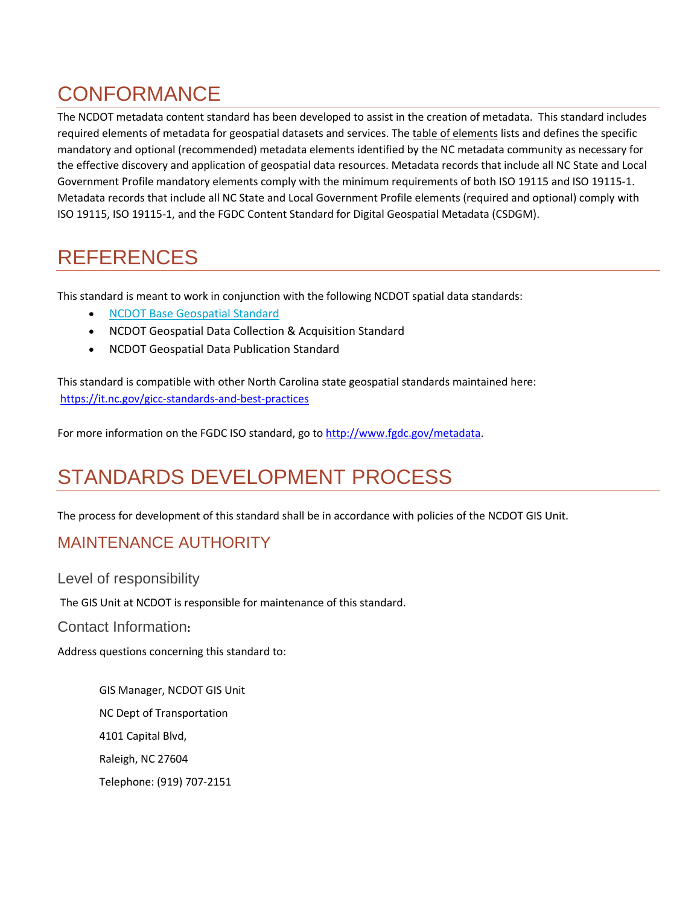# CONFORMANCE

The NCDOT metadata content standard has been developed to assist in the creation of metadata. This standard includes required elements of metadata for geospatial datasets and services. The table of elements lists and defines the specific mandatory and optional (recommended) metadata elements identified by the NC metadata community as necessary for the effective discovery and application of geospatial data resources. Metadata records that include all NC State and Local Government Profile mandatory elements comply with the minimum requirements of both ISO 19115 and ISO 19115-1. Metadata records that include all NC State and Local Government Profile elements (required and optional) comply with ISO 19115, ISO 19115-1, and the FGDC Content Standard for Digital Geospatial Metadata (CSDGM).

# REFERENCES

This standard is meant to work in conjunction with the following NCDOT spatial data standards:

- NCDOT Base Geospatial Standard
- NCDOT Geospatial Data Collection & Acquisition Standard
- NCDOT Geospatial Data Publication Standard

This standard is compatible with other North Carolina state geospatial standards maintained here: https://it.nc.gov/gicc-standards-and-best-practices

For more information on the FGDC ISO standard, go to http://www.fgdc.gov/metadata.

# STANDARDS DEVELOPMENT PROCESS

The process for development of this standard shall be in accordance with policies of the NCDOT GIS Unit.

## MAINTENANCE AUTHORITY

### Level of responsibility

The GIS Unit at NCDOT is responsible for maintenance of this standard.

### Contact Information:

Address questions concerning this standard to:

GIS Manager, NCDOT GIS Unit

NC Dept of Transportation

4101 Capital Blvd,

Raleigh, NC 27604

Telephone: (919) 707-2151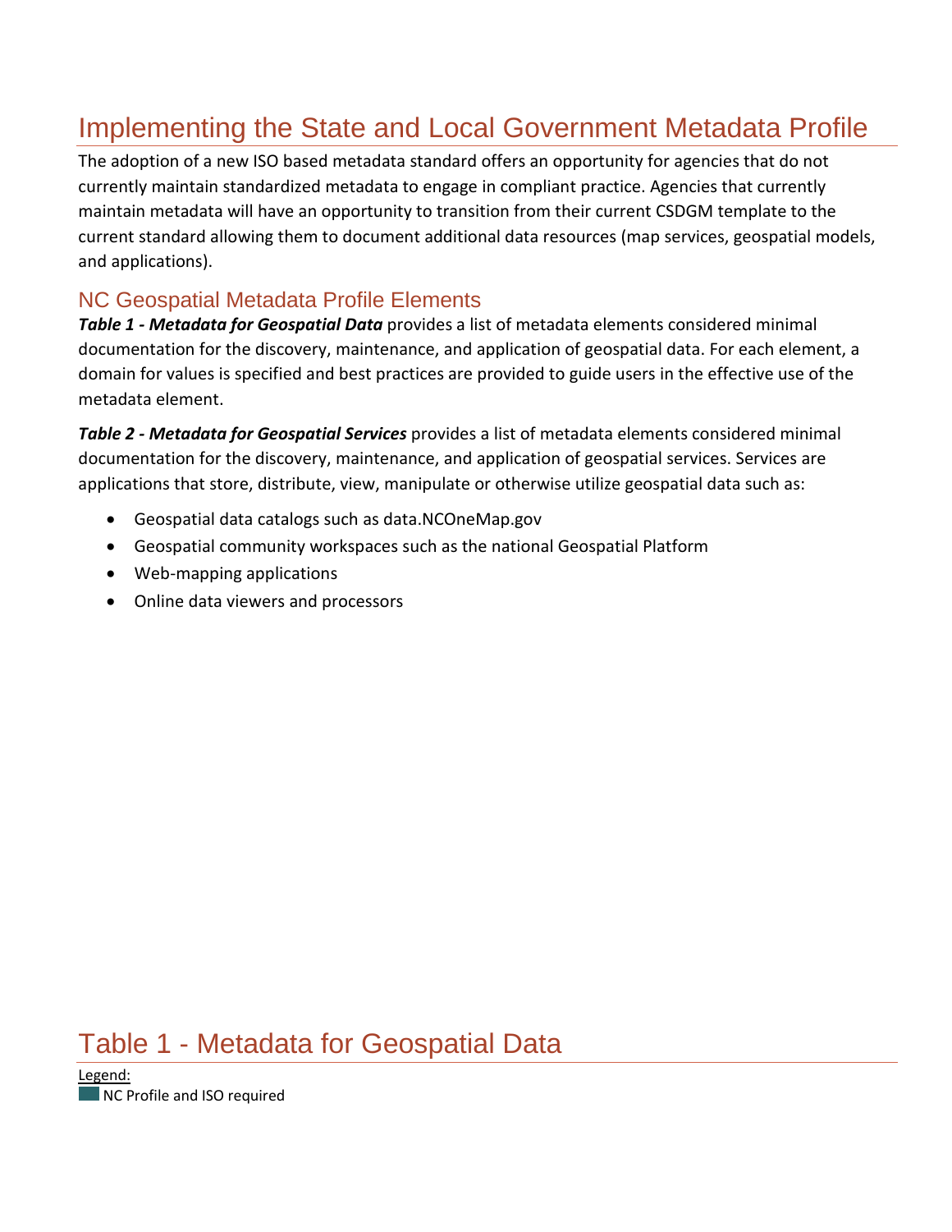# Implementing the State and Local Government Metadata Profile

The adoption of a new ISO based metadata standard offers an opportunity for agencies that do not currently maintain standardized metadata to engage in compliant practice. Agencies that currently maintain metadata will have an opportunity to transition from their current CSDGM template to the current standard allowing them to document additional data resources (map services, geospatial models, and applications).

## NC Geospatial Metadata Profile Elements

***Table 1 - Metadata for Geospatial Data*** provides a list of metadata elements considered minimal documentation for the discovery, maintenance, and application of geospatial data. For each element, a domain for values is specified and best practices are provided to guide users in the effective use of the metadata element.

***Table 2 - Metadata for Geospatial Services*** provides a list of metadata elements considered minimal documentation for the discovery, maintenance, and application of geospatial services. Services are applications that store, distribute, view, manipulate or otherwise utilize geospatial data such as:

- Geospatial data catalogs such as data.NCOneMap.gov
- Geospatial community workspaces such as the national Geospatial Platform
- Web-mapping applications
- Online data viewers and processors

# Table 1 - Metadata for Geospatial Data

Legend:

NC Profile and ISO required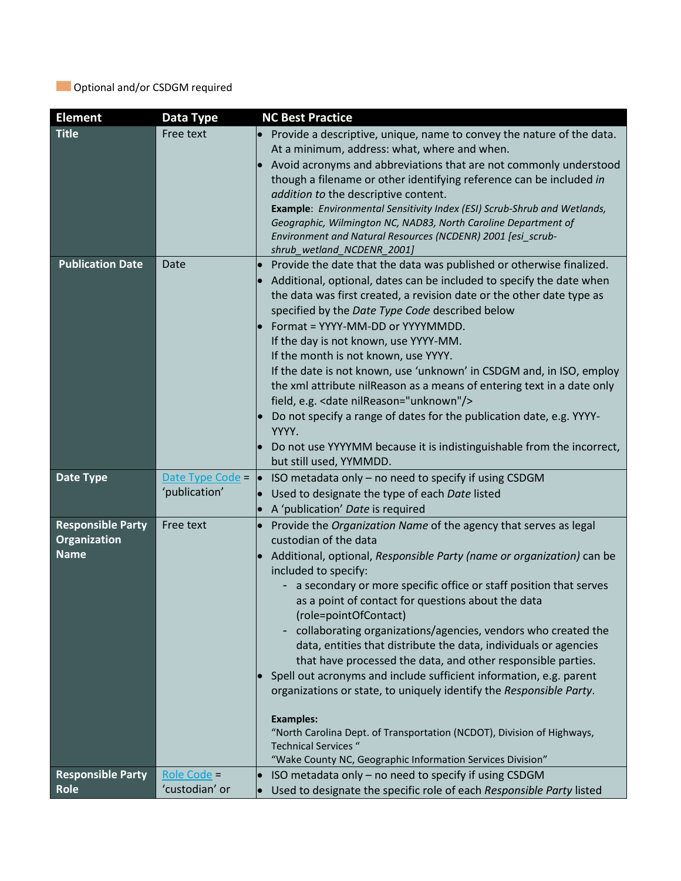Optional and/or CSDGM required

| Element | Data Type | NC Best Practice |
| --- | --- | --- |
| **Title** | Free text | • Provide a descriptive, unique, name to convey the nature of the data. At a minimum, address: what, where and when.<br>• Avoid acronyms and abbreviations that are not commonly understood though a filename or other identifying reference can be included *in addition to* the descriptive content.<br>**Example**: *Environmental Sensitivity Index (ESI) Scrub-Shrub and Wetlands, Geographic, Wilmington NC, NAD83, North Carolina Department of Environment and Natural Resources (NCDENR) 2001 [esi_scrub-shrub_wetland_NCDENR_2001]* |
| **Publication Date** | Date | • Provide the date that the data was published or otherwise finalized.<br>• Additional, optional, dates can be included to specify the date when the data was first created, a revision date or the other date type as specified by the *Date Type Code* described below<br>• Format = YYYY-MM-DD or YYYYMMDD.<br>If the day is not known, use YYYY-MM.<br>If the month is not known, use YYYY.<br>If the date is not known, use 'unknown' in CSDGM and, in ISO, employ the xml attribute nilReason as a means of entering text in a date only field, e.g. <date nilReason="unknown"/><br>• Do not specify a range of dates for the publication date, e.g. YYYY-YYYY.<br>• Do not use YYYYMM because it is indistinguishable from the incorrect, but still used, YYMMDD. |
| **Date Type** | Date Type Code = 'publication' | • ISO metadata only – no need to specify if using CSDGM<br>• Used to designate the type of each *Date* listed<br>• A 'publication' *Date* is required |
| **Responsible Party Organization Name** | Free text | • Provide the *Organization Name* of the agency that serves as legal custodian of the data<br>• Additional, optional, *Responsible Party (name or organization)* can be included to specify:<br>- a secondary or more specific office or staff position that serves as a point of contact for questions about the data (role=pointOfContact)<br>- collaborating organizations/agencies, vendors who created the data, entities that distribute the data, individuals or agencies that have processed the data, and other responsible parties.<br>• Spell out acronyms and include sufficient information, e.g. parent organizations or state, to uniquely identify the *Responsible Party*.<br><br>**Examples:**<br>"North Carolina Dept. of Transportation (NCDOT), Division of Highways, Technical Services "<br>"Wake County NC, Geographic Information Services Division" |
| **Responsible Party Role** | Role Code = 'custodian' or | • ISO metadata only – no need to specify if using CSDGM<br>• Used to designate the specific role of each *Responsible Party* listed |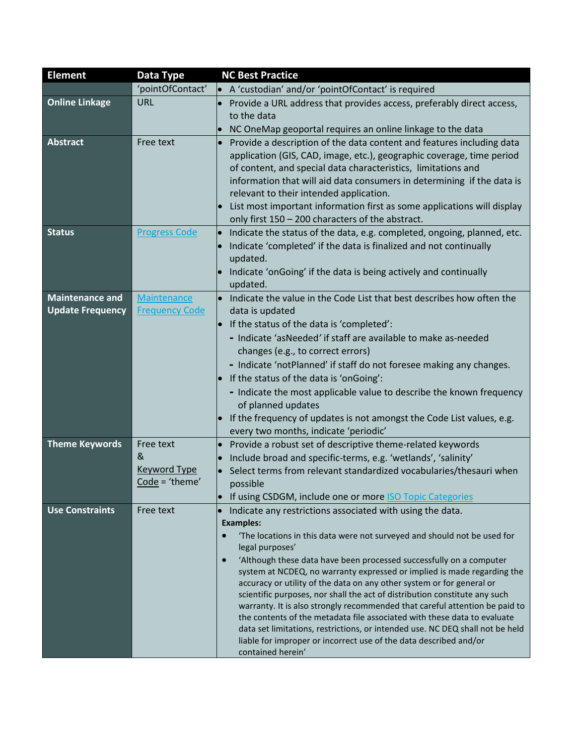| Element | Data Type | NC Best Practice |
|---|---|---|
| | 'pointOfContact' | • A 'custodian' and/or 'pointOfContact' is required |
| **Online Linkage** | URL | • Provide a URL address that provides access, preferably direct access, to the data<br>• NC OneMap geoportal requires an online linkage to the data |
| **Abstract** | Free text | • Provide a description of the data content and features including data application (GIS, CAD, image, etc.), geographic coverage, time period of content, and special data characteristics, limitations and information that will aid data consumers in determining if the data is relevant to their intended application.<br>• List most important information first as some applications will display only first 150 – 200 characters of the abstract. |
| **Status** | Progress Code | • Indicate the status of the data, e.g. completed, ongoing, planned, etc.<br>• Indicate 'completed' if the data is finalized and not continually updated.<br>• Indicate 'onGoing' if the data is being actively and continually updated. |
| **Maintenance and Update Frequency** | Maintenance Frequency Code | • Indicate the value in the Code List that best describes how often the data is updated<br>• If the status of the data is 'completed':<br>  - Indicate 'asNeeded' if staff are available to make as-needed changes (e.g., to correct errors)<br>  - Indicate 'notPlanned' if staff do not foresee making any changes.<br>• If the status of the data is 'onGoing':<br>  - Indicate the most applicable value to describe the known frequency of planned updates<br>• If the frequency of updates is not amongst the Code List values, e.g. every two months, indicate 'periodic' |
| **Theme Keywords** | Free text & Keyword Type Code = 'theme' | • Provide a robust set of descriptive theme-related keywords<br>• Include broad and specific-terms, e.g. 'wetlands', 'salinity'<br>• Select terms from relevant standardized vocabularies/thesauri when possible<br>• If using CSDGM, include one or more ISO Topic Categories |
| **Use Constraints** | Free text | • Indicate any restrictions associated with using the data.<br>**Examples:**<br>• 'The locations in this data were not surveyed and should not be used for legal purposes'<br>• 'Although these data have been processed successfully on a computer system at NCDEQ, no warranty expressed or implied is made regarding the accuracy or utility of the data on any other system or for general or scientific purposes, nor shall the act of distribution constitute any such warranty. It is also strongly recommended that careful attention be paid to the contents of the metadata file associated with these data to evaluate data set limitations, restrictions, or intended use. NC DEQ shall not be held liable for improper or incorrect use of the data described and/or contained herein' |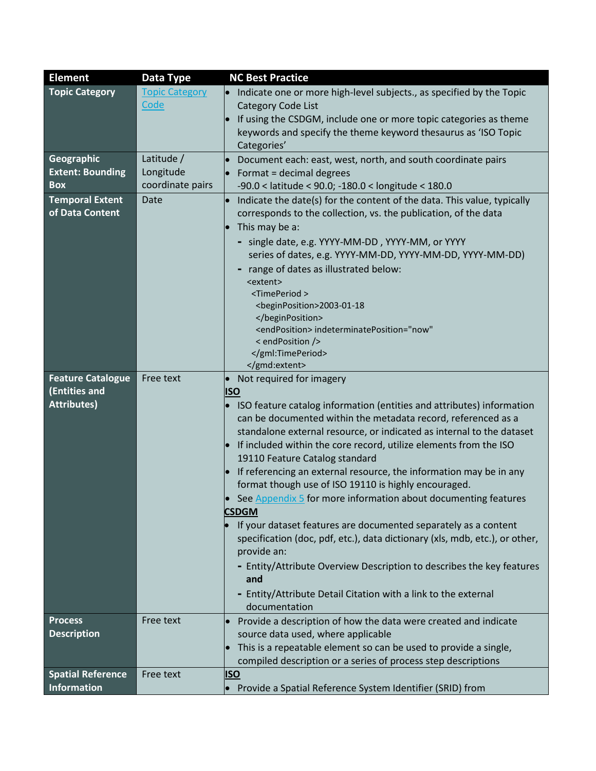| Element | Data Type | NC Best Practice |
|---|---|---|
| **Topic Category** | Topic Category Code | • Indicate one or more high-level subjects., as specified by the Topic Category Code List<br>• If using the CSDGM, include one or more topic categories as theme keywords and specify the theme keyword thesaurus as 'ISO Topic Categories' |
| **Geographic Extent: Bounding Box** | Latitude / Longitude coordinate pairs | • Document each: east, west, north, and south coordinate pairs<br>• Format = decimal degrees<br>-90.0 < latitude < 90.0; -180.0 < longitude < 180.0 |
| **Temporal Extent of Data Content** | Date | • Indicate the date(s) for the content of the data. This value, typically corresponds to the collection, vs. the publication, of the data<br>• This may be a:<br>- single date, e.g. YYYY-MM-DD , YYYY-MM, or YYYY series of dates, e.g. YYYY-MM-DD, YYYY-MM-DD, YYYY-MM-DD)<br>- range of dates as illustrated below:<br>`<extent>`<br>`<TimePeriod >`<br>`<beginPosition>2003-01-18`<br>`</beginPosition>`<br>`<endPosition> indeterminatePosition="now"`<br>`< endPosition />`<br>`</gml:TimePeriod>`<br>`</gmd:extent>` |
| **Feature Catalogue (Entities and Attributes)** | Free text | • Not required for imagery<br>**ISO**<br>• ISO feature catalog information (entities and attributes) information can be documented within the metadata record, referenced as a standalone external resource, or indicated as internal to the dataset<br>• If included within the core record, utilize elements from the ISO 19110 Feature Catalog standard<br>• If referencing an external resource, the information may be in any format though use of ISO 19110 is highly encouraged.<br>• See Appendix 5 for more information about documenting features<br>**CSDGM**<br>• If your dataset features are documented separately as a content specification (doc, pdf, etc.), data dictionary (xls, mdb, etc.), or other, provide an:<br>- Entity/Attribute Overview Description to describes the key features **and**<br>- Entity/Attribute Detail Citation with a link to the external documentation |
| **Process Description** | Free text | • Provide a description of how the data were created and indicate source data used, where applicable<br>• This is a repeatable element so can be used to provide a single, compiled description or a series of process step descriptions |
| **Spatial Reference Information** | Free text | **ISO**<br>• Provide a Spatial Reference System Identifier (SRID) from |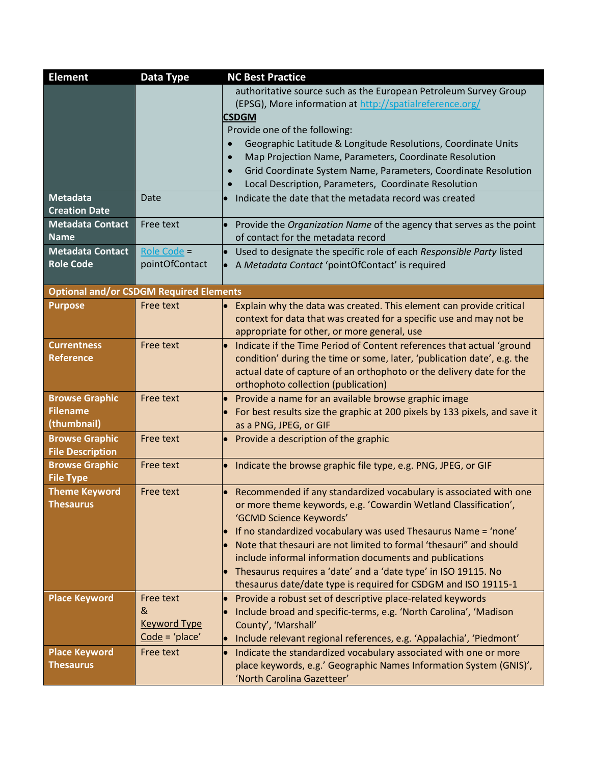| Element | Data Type | NC Best Practice |
|---|---|---|
| | | authoritative source such as the European Petroleum Survey Group (EPSG), More information at [http://spatialreference.org/](http://spatialreference.org/)<br>**CSDGM**<br>Provide one of the following:<br>• Geographic Latitude & Longitude Resolutions, Coordinate Units<br>• Map Projection Name, Parameters, Coordinate Resolution<br>• Grid Coordinate System Name, Parameters, Coordinate Resolution<br>• Local Description, Parameters, Coordinate Resolution |
| **Metadata Creation Date** | Date | • Indicate the date that the metadata record was created |
| **Metadata Contact Name** | Free text | • Provide the *Organization Name* of the agency that serves as the point of contact for the metadata record |
| **Metadata Contact Role Code** | Role Code = pointOfContact | • Used to designate the specific role of each *Responsible Party* listed<br>• A *Metadata Contact* 'pointOfContact' is required |
| **Optional and/or CSDGM Required Elements** | | |
| **Purpose** | Free text | • Explain why the data was created. This element can provide critical context for data that was created for a specific use and may not be appropriate for other, or more general, use |
| **Currentness Reference** | Free text | • Indicate if the Time Period of Content references that actual 'ground condition' during the time or some, later, 'publication date', e.g. the actual date of capture of an orthophoto or the delivery date for the orthophoto collection (publication) |
| **Browse Graphic Filename (thumbnail)** | Free text | • Provide a name for an available browse graphic image<br>• For best results size the graphic at 200 pixels by 133 pixels, and save it as a PNG, JPEG, or GIF |
| **Browse Graphic File Description** | Free text | • Provide a description of the graphic |
| **Browse Graphic File Type** | Free text | • Indicate the browse graphic file type, e.g. PNG, JPEG, or GIF |
| **Theme Keyword Thesaurus** | Free text | • Recommended if any standardized vocabulary is associated with one or more theme keywords, e.g. 'Cowardin Wetland Classification', 'GCMD Science Keywords'<br>• If no standardized vocabulary was used Thesaurus Name = 'none'<br>• Note that thesauri are not limited to formal 'thesauri" and should include informal information documents and publications<br>• Thesaurus requires a 'date' and a 'date type' in ISO 19115. No thesaurus date/date type is required for CSDGM and ISO 19115-1 |
| **Place Keyword** | Free text & Keyword Type Code = 'place' | • Provide a robust set of descriptive place-related keywords<br>• Include broad and specific-terms, e.g. 'North Carolina', 'Madison County', 'Marshall'<br>• Include relevant regional references, e.g. 'Appalachia', 'Piedmont' |
| **Place Keyword Thesaurus** | Free text | • Indicate the standardized vocabulary associated with one or more place keywords, e.g.' Geographic Names Information System (GNIS)', 'North Carolina Gazetteer' |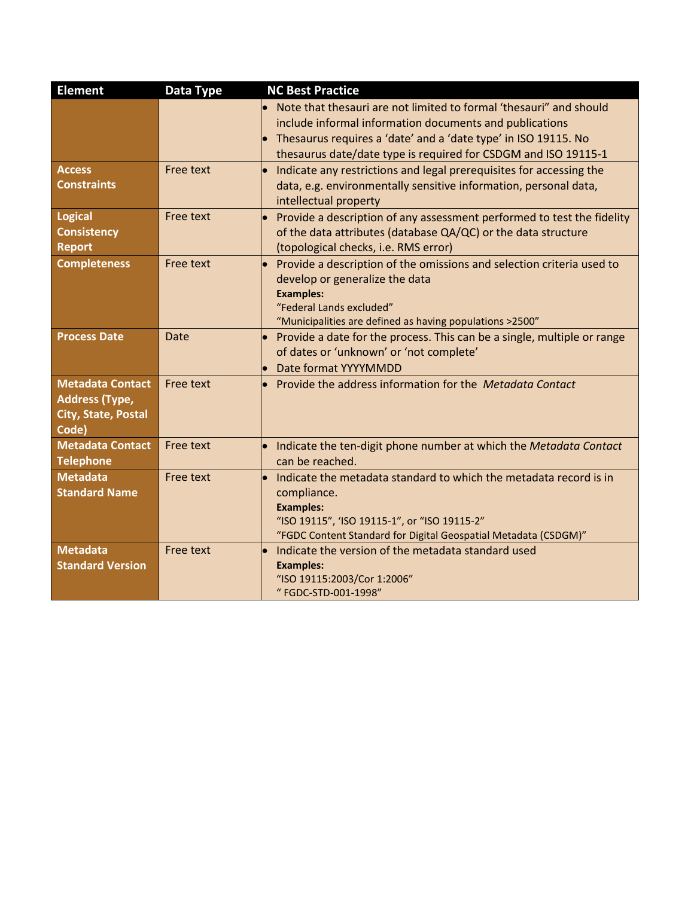| Element | Data Type | NC Best Practice |
|---|---|---|
| | | • Note that thesauri are not limited to formal 'thesauri" and should include informal information documents and publications<br>• Thesaurus requires a 'date' and a 'date type' in ISO 19115. No thesaurus date/date type is required for CSDGM and ISO 19115-1 |
| **Access Constraints** | Free text | • Indicate any restrictions and legal prerequisites for accessing the data, e.g. environmentally sensitive information, personal data, intellectual property |
| **Logical Consistency Report** | Free text | • Provide a description of any assessment performed to test the fidelity of the data attributes (database QA/QC) or the data structure (topological checks, i.e. RMS error) |
| **Completeness** | Free text | • Provide a description of the omissions and selection criteria used to develop or generalize the data<br>**Examples:**<br>"Federal Lands excluded"<br>"Municipalities are defined as having populations >2500" |
| **Process Date** | Date | • Provide a date for the process. This can be a single, multiple or range of dates or 'unknown' or 'not complete'<br>• Date format YYYYMMDD |
| **Metadata Contact Address (Type, City, State, Postal Code)** | Free text | • Provide the address information for the *Metadata Contact* |
| **Metadata Contact Telephone** | Free text | • Indicate the ten-digit phone number at which the *Metadata Contact* can be reached. |
| **Metadata Standard Name** | Free text | • Indicate the metadata standard to which the metadata record is in compliance.<br>**Examples:**<br>"ISO 19115", 'ISO 19115-1", or "ISO 19115-2"<br>"FGDC Content Standard for Digital Geospatial Metadata (CSDGM)" |
| **Metadata Standard Version** | Free text | • Indicate the version of the metadata standard used<br>**Examples:**<br>"ISO 19115:2003/Cor 1:2006"<br>" FGDC-STD-001-1998" |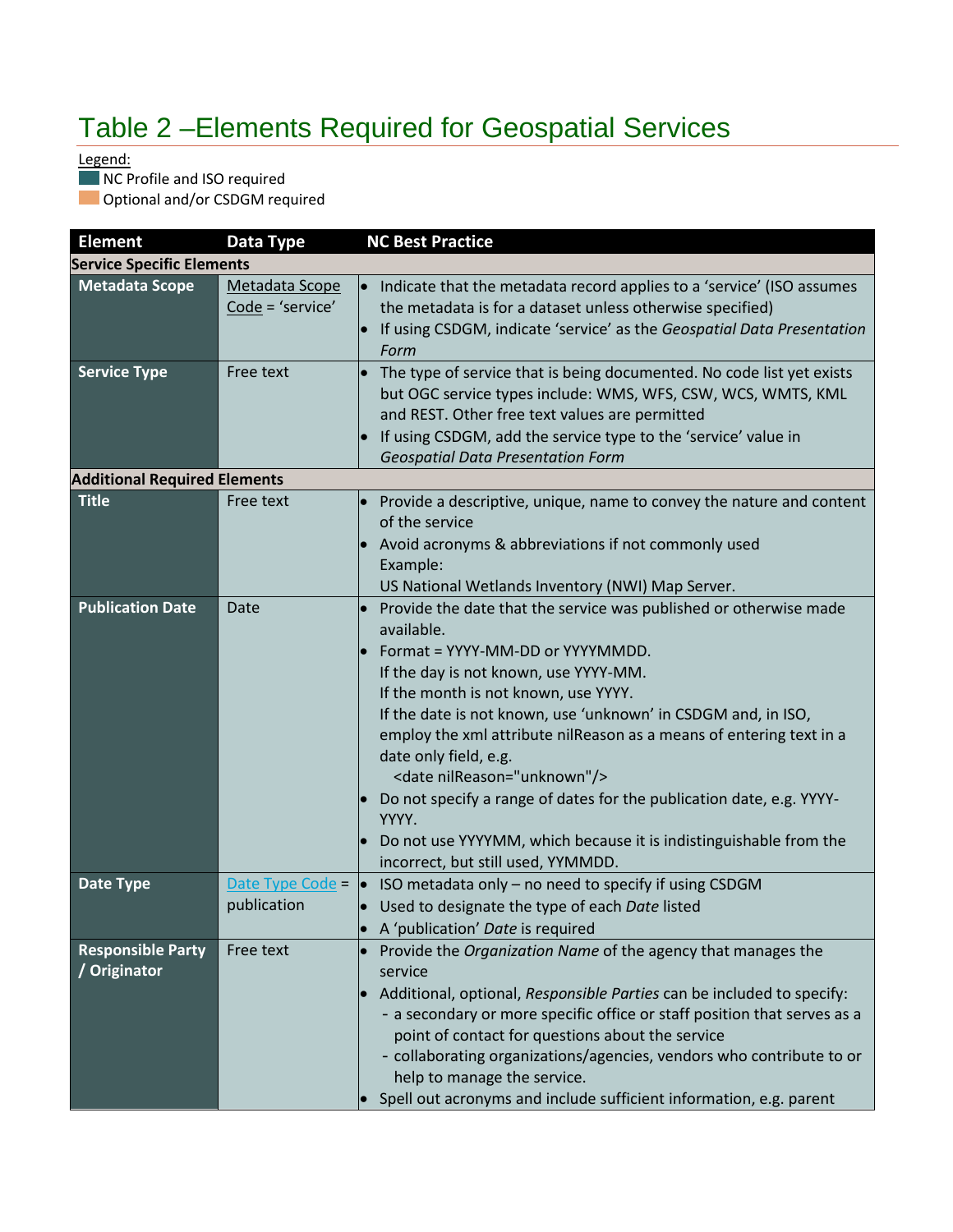# Table 2 –Elements Required for Geospatial Services

Legend:
NC Profile and ISO required
Optional and/or CSDGM required

| Element | Data Type | NC Best Practice |
|---|---|---|
| **Service Specific Elements** | | |
| **Metadata Scope** | Metadata Scope Code = 'service' | • Indicate that the metadata record applies to a 'service' (ISO assumes the metadata is for a dataset unless otherwise specified)<br>• If using CSDGM, indicate 'service' as the *Geospatial Data Presentation Form* |
| **Service Type** | Free text | • The type of service that is being documented. No code list yet exists but OGC service types include: WMS, WFS, CSW, WCS, WMTS, KML and REST. Other free text values are permitted<br>• If using CSDGM, add the service type to the 'service' value in *Geospatial Data Presentation Form* |
| **Additional Required Elements** | | |
| **Title** | Free text | • Provide a descriptive, unique, name to convey the nature and content of the service<br>• Avoid acronyms & abbreviations if not commonly used<br>Example:<br>US National Wetlands Inventory (NWI) Map Server. |
| **Publication Date** | Date | • Provide the date that the service was published or otherwise made available.<br>• Format = YYYY-MM-DD or YYYYMMDD.<br>If the day is not known, use YYYY-MM.<br>If the month is not known, use YYYY.<br>If the date is not known, use 'unknown' in CSDGM and, in ISO, employ the xml attribute nilReason as a means of entering text in a date only field, e.g.<br>`<date nilReason="unknown"/>`<br>• Do not specify a range of dates for the publication date, e.g. YYYY-YYYY.<br>• Do not use YYYYMM, which because it is indistinguishable from the incorrect, but still used, YYMMDD. |
| **Date Type** | Date Type Code = publication | • ISO metadata only – no need to specify if using CSDGM<br>• Used to designate the type of each *Date* listed<br>• A 'publication' *Date* is required |
| **Responsible Party / Originator** | Free text | • Provide the *Organization Name* of the agency that manages the service<br>• Additional, optional, *Responsible Parties* can be included to specify:<br>- a secondary or more specific office or staff position that serves as a point of contact for questions about the service<br>- collaborating organizations/agencies, vendors who contribute to or help to manage the service.<br>• Spell out acronyms and include sufficient information, e.g. parent |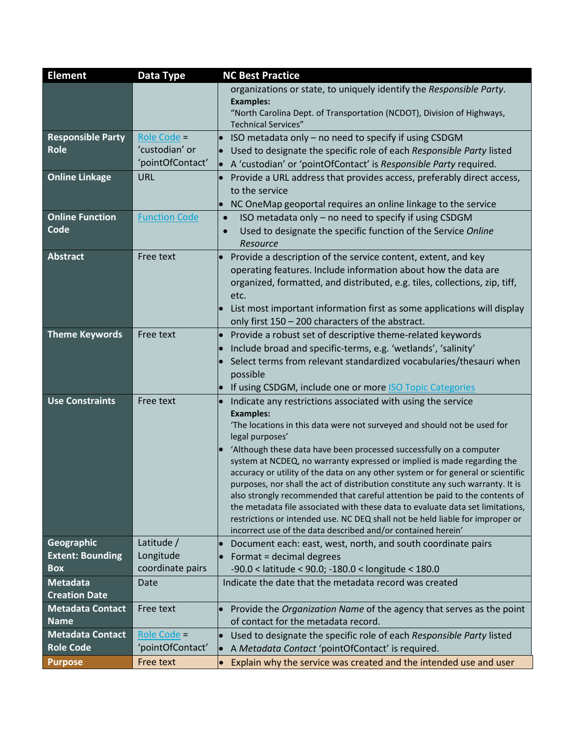| Element | Data Type | NC Best Practice |
|---|---|---|
| | | organizations or state, to uniquely identify the *Responsible Party*.<br>**Examples:**<br>"North Carolina Dept. of Transportation (NCDOT), Division of Highways, Technical Services" |
| **Responsible Party Role** | Role Code = 'custodian' or 'pointOfContact' | • ISO metadata only – no need to specify if using CSDGM<br>• Used to designate the specific role of each *Responsible Party* listed<br>• A 'custodian' or 'pointOfContact' is *Responsible Party* required. |
| **Online Linkage** | URL | • Provide a URL address that provides access, preferably direct access, to the service<br>• NC OneMap geoportal requires an online linkage to the service |
| **Online Function Code** | Function Code | • ISO metadata only – no need to specify if using CSDGM<br>• Used to designate the specific function of the Service *Online Resource* |
| **Abstract** | Free text | • Provide a description of the service content, extent, and key operating features. Include information about how the data are organized, formatted, and distributed, e.g. tiles, collections, zip, tiff, etc.<br>• List most important information first as some applications will display only first 150 – 200 characters of the abstract. |
| **Theme Keywords** | Free text | • Provide a robust set of descriptive theme-related keywords<br>• Include broad and specific-terms, e.g. 'wetlands', 'salinity'<br>• Select terms from relevant standardized vocabularies/thesauri when possible<br>• If using CSDGM, include one or more ISO Topic Categories |
| **Use Constraints** | Free text | • Indicate any restrictions associated with using the service<br>**Examples:**<br>'The locations in this data were not surveyed and should not be used for legal purposes'<br>• 'Although these data have been processed successfully on a computer system at NCDEQ, no warranty expressed or implied is made regarding the accuracy or utility of the data on any other system or for general or scientific purposes, nor shall the act of distribution constitute any such warranty. It is also strongly recommended that careful attention be paid to the contents of the metadata file associated with these data to evaluate data set limitations, restrictions or intended use. NC DEQ shall not be held liable for improper or incorrect use of the data described and/or contained herein' |
| **Geographic Extent: Bounding Box** | Latitude / Longitude coordinate pairs | • Document each: east, west, north, and south coordinate pairs<br>• Format = decimal degrees<br>-90.0 < latitude < 90.0; -180.0 < longitude < 180.0 |
| **Metadata Creation Date** | Date | Indicate the date that the metadata record was created |
| **Metadata Contact Name** | Free text | • Provide the *Organization Name* of the agency that serves as the point of contact for the metadata record. |
| **Metadata Contact Role Code** | Role Code = 'pointOfContact' | • Used to designate the specific role of each *Responsible Party* listed<br>• A *Metadata Contact* 'pointOfContact' is required. |
| **Purpose** | Free text | • Explain why the service was created and the intended use and user |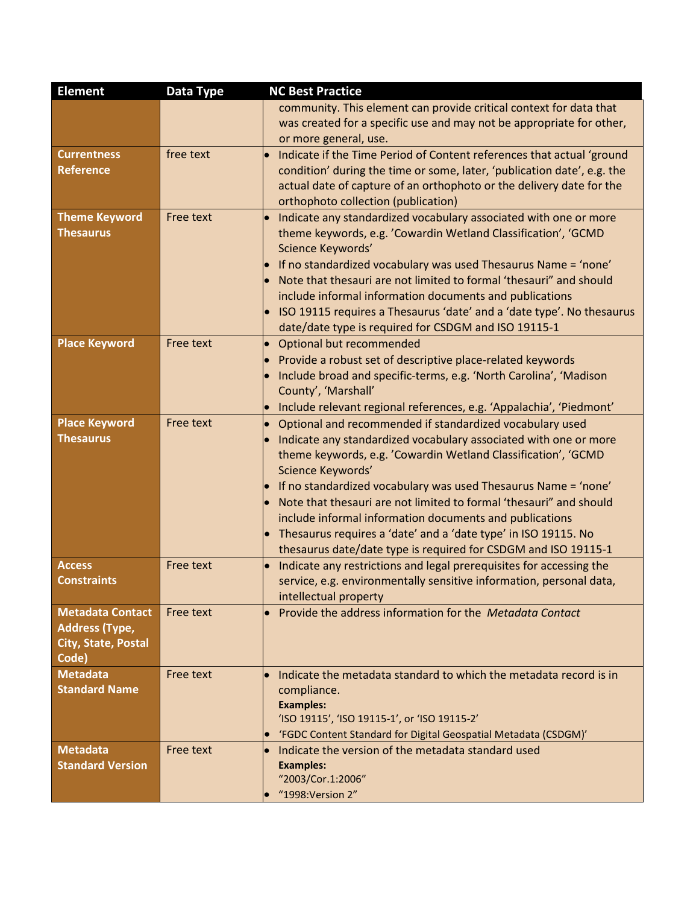| Element | Data Type | NC Best Practice |
|---|---|---|
| | | community. This element can provide critical context for data that was created for a specific use and may not be appropriate for other, or more general, use. |
| **Currentness Reference** | free text | • Indicate if the Time Period of Content references that actual 'ground condition' during the time or some, later, 'publication date', e.g. the actual date of capture of an orthophoto or the delivery date for the orthophoto collection (publication) |
| **Theme Keyword Thesaurus** | Free text | • Indicate any standardized vocabulary associated with one or more theme keywords, e.g. 'Cowardin Wetland Classification', 'GCMD Science Keywords'<br>• If no standardized vocabulary was used Thesaurus Name = 'none'<br>• Note that thesauri are not limited to formal 'thesauri" and should include informal information documents and publications<br>• ISO 19115 requires a Thesaurus 'date' and a 'date type'. No thesaurus date/date type is required for CSDGM and ISO 19115-1 |
| **Place Keyword** | Free text | • Optional but recommended<br>• Provide a robust set of descriptive place-related keywords<br>• Include broad and specific-terms, e.g. 'North Carolina', 'Madison County', 'Marshall'<br>• Include relevant regional references, e.g. 'Appalachia', 'Piedmont' |
| **Place Keyword Thesaurus** | Free text | • Optional and recommended if standardized vocabulary used<br>• Indicate any standardized vocabulary associated with one or more theme keywords, e.g. 'Cowardin Wetland Classification', 'GCMD Science Keywords'<br>• If no standardized vocabulary was used Thesaurus Name = 'none'<br>• Note that thesauri are not limited to formal 'thesauri" and should include informal information documents and publications<br>• Thesaurus requires a 'date' and a 'date type' in ISO 19115. No thesaurus date/date type is required for CSDGM and ISO 19115-1 |
| **Access Constraints** | Free text | • Indicate any restrictions and legal prerequisites for accessing the service, e.g. environmentally sensitive information, personal data, intellectual property |
| **Metadata Contact Address (Type, City, State, Postal Code)** | Free text | • Provide the address information for the *Metadata Contact* |
| **Metadata Standard Name** | Free text | • Indicate the metadata standard to which the metadata record is in compliance.<br>**Examples:**<br>'ISO 19115', 'ISO 19115-1', or 'ISO 19115-2'<br>• 'FGDC Content Standard for Digital Geospatial Metadata (CSDGM)' |
| **Metadata Standard Version** | Free text | • Indicate the version of the metadata standard used<br>**Examples:**<br>"2003/Cor.1:2006"<br>• "1998:Version 2" |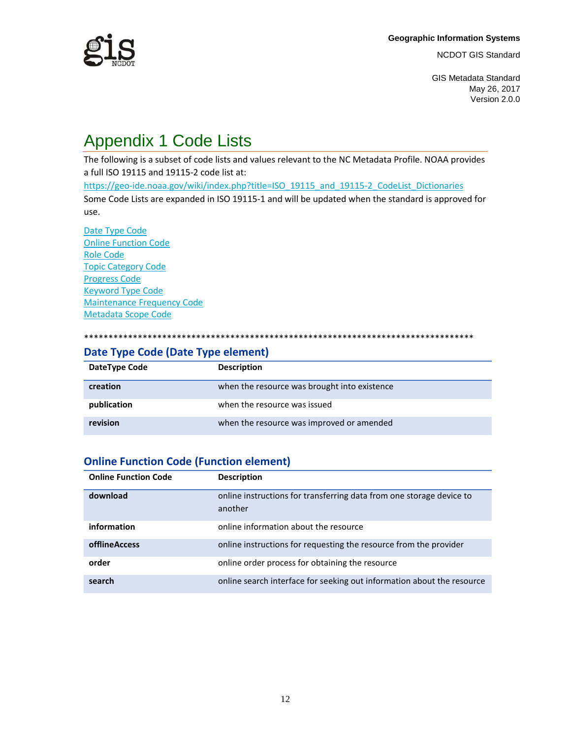# Appendix 1 Code Lists

The following is a subset of code lists and values relevant to the NC Metadata Profile. NOAA provides a full ISO 19115 and 19115-2 code list at:

https://geo-ide.noaa.gov/wiki/index.php?title=ISO_19115_and_19115-2_CodeList_Dictionaries

Some Code Lists are expanded in ISO 19115-1 and will be updated when the standard is approved for use.

Date Type Code
Online Function Code
Role Code
Topic Category Code
Progress Code
Keyword Type Code
Maintenance Frequency Code
Metadata Scope Code

************************************************************************************

## Date Type Code (Date Type element)

| DateType Code | Description |
|---|---|
| **creation** | when the resource was brought into existence |
| **publication** | when the resource was issued |
| **revision** | when the resource was improved or amended |

## Online Function Code (Function element)

| Online Function Code | Description |
|---|---|
| **download** | online instructions for transferring data from one storage device to another |
| **information** | online information about the resource |
| **offlineAccess** | online instructions for requesting the resource from the provider |
| **order** | online order process for obtaining the resource |
| **search** | online search interface for seeking out information about the resource |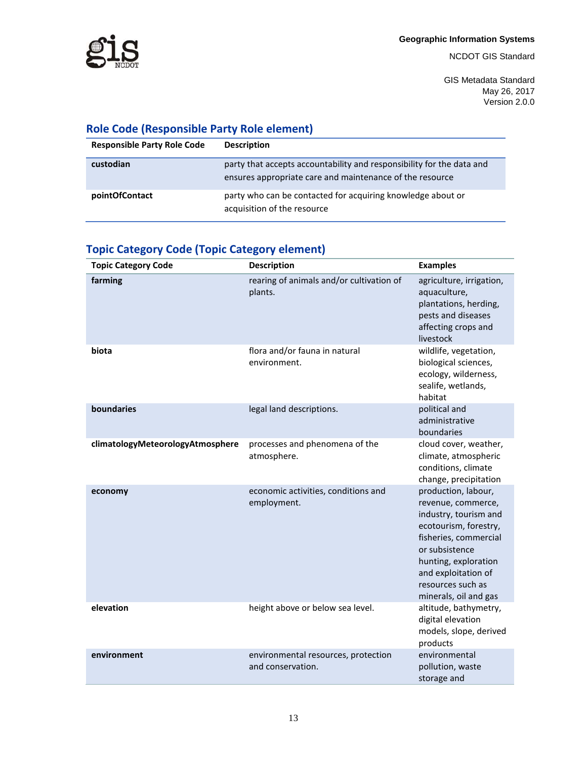## Role Code (Responsible Party Role element)

| Responsible Party Role Code | Description |
|---|---|
| **custodian** | party that accepts accountability and responsibility for the data and ensures appropriate care and maintenance of the resource |
| **pointOfContact** | party who can be contacted for acquiring knowledge about or acquisition of the resource |

## Topic Category Code (Topic Category element)

| Topic Category Code | Description | Examples |
|---|---|---|
| **farming** | rearing of animals and/or cultivation of plants. | agriculture, irrigation, aquaculture, plantations, herding, pests and diseases affecting crops and livestock |
| **biota** | flora and/or fauna in natural environment. | wildlife, vegetation, biological sciences, ecology, wilderness, sealife, wetlands, habitat |
| **boundaries** | legal land descriptions. | political and administrative boundaries |
| **climatologyMeteorologyAtmosphere** | processes and phenomena of the atmosphere. | cloud cover, weather, climate, atmospheric conditions, climate change, precipitation |
| **economy** | economic activities, conditions and employment. | production, labour, revenue, commerce, industry, tourism and ecotourism, forestry, fisheries, commercial or subsistence hunting, exploration and exploitation of resources such as minerals, oil and gas |
| **elevation** | height above or below sea level. | altitude, bathymetry, digital elevation models, slope, derived products |
| **environment** | environmental resources, protection and conservation. | environmental pollution, waste storage and |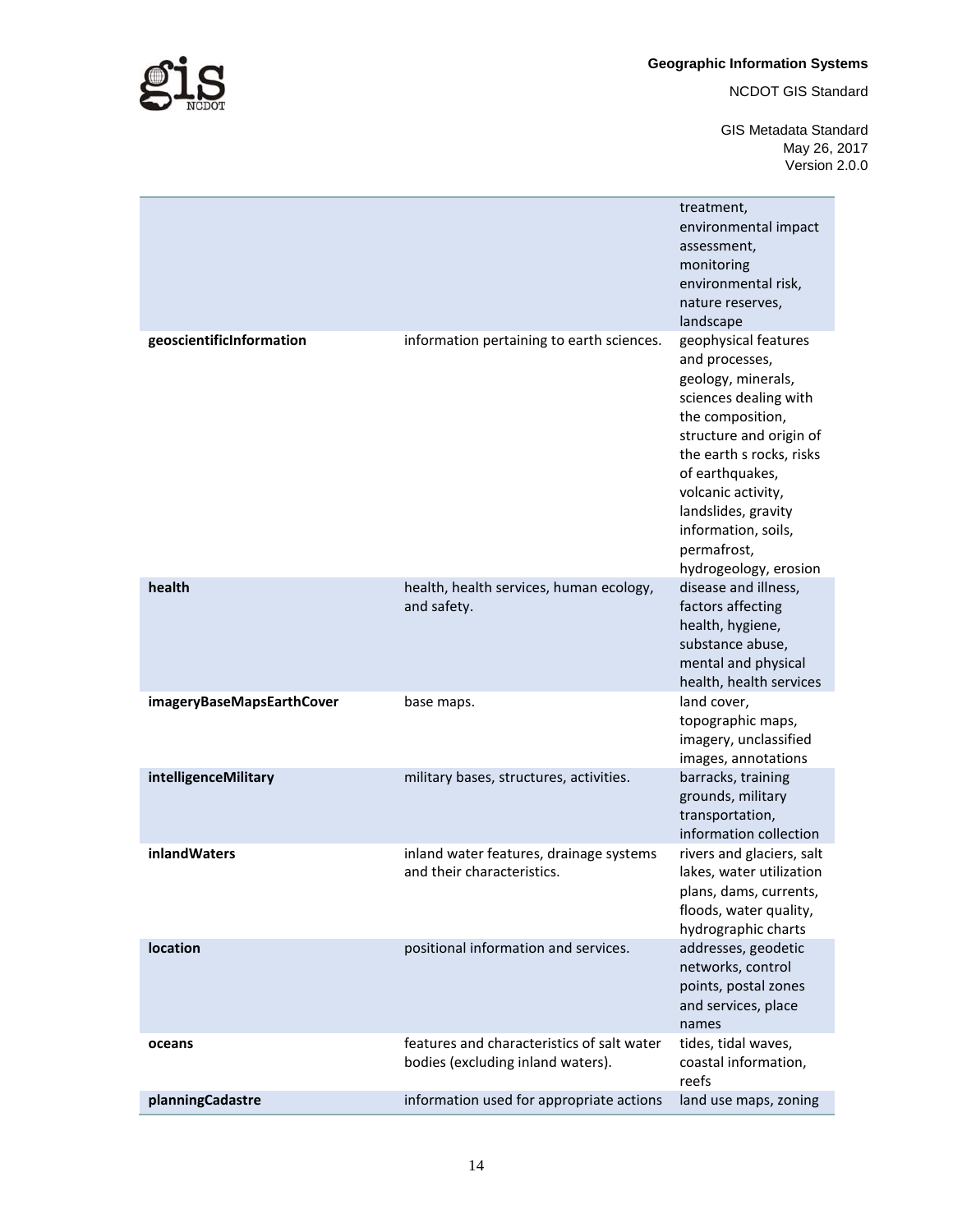| | | |
|---|---|---|
| | | treatment, environmental impact assessment, monitoring environmental risk, nature reserves, landscape |
| **geoscientificInformation** | information pertaining to earth sciences. | geophysical features and processes, geology, minerals, sciences dealing with the composition, structure and origin of the earth s rocks, risks of earthquakes, volcanic activity, landslides, gravity information, soils, permafrost, hydrogeology, erosion |
| **health** | health, health services, human ecology, and safety. | disease and illness, factors affecting health, hygiene, substance abuse, mental and physical health, health services |
| **imageryBaseMapsEarthCover** | base maps. | land cover, topographic maps, imagery, unclassified images, annotations |
| **intelligenceMilitary** | military bases, structures, activities. | barracks, training grounds, military transportation, information collection |
| **inlandWaters** | inland water features, drainage systems and their characteristics. | rivers and glaciers, salt lakes, water utilization plans, dams, currents, floods, water quality, hydrographic charts |
| **location** | positional information and services. | addresses, geodetic networks, control points, postal zones and services, place names |
| **oceans** | features and characteristics of salt water bodies (excluding inland waters). | tides, tidal waves, coastal information, reefs |
| **planningCadastre** | information used for appropriate actions | land use maps, zoning |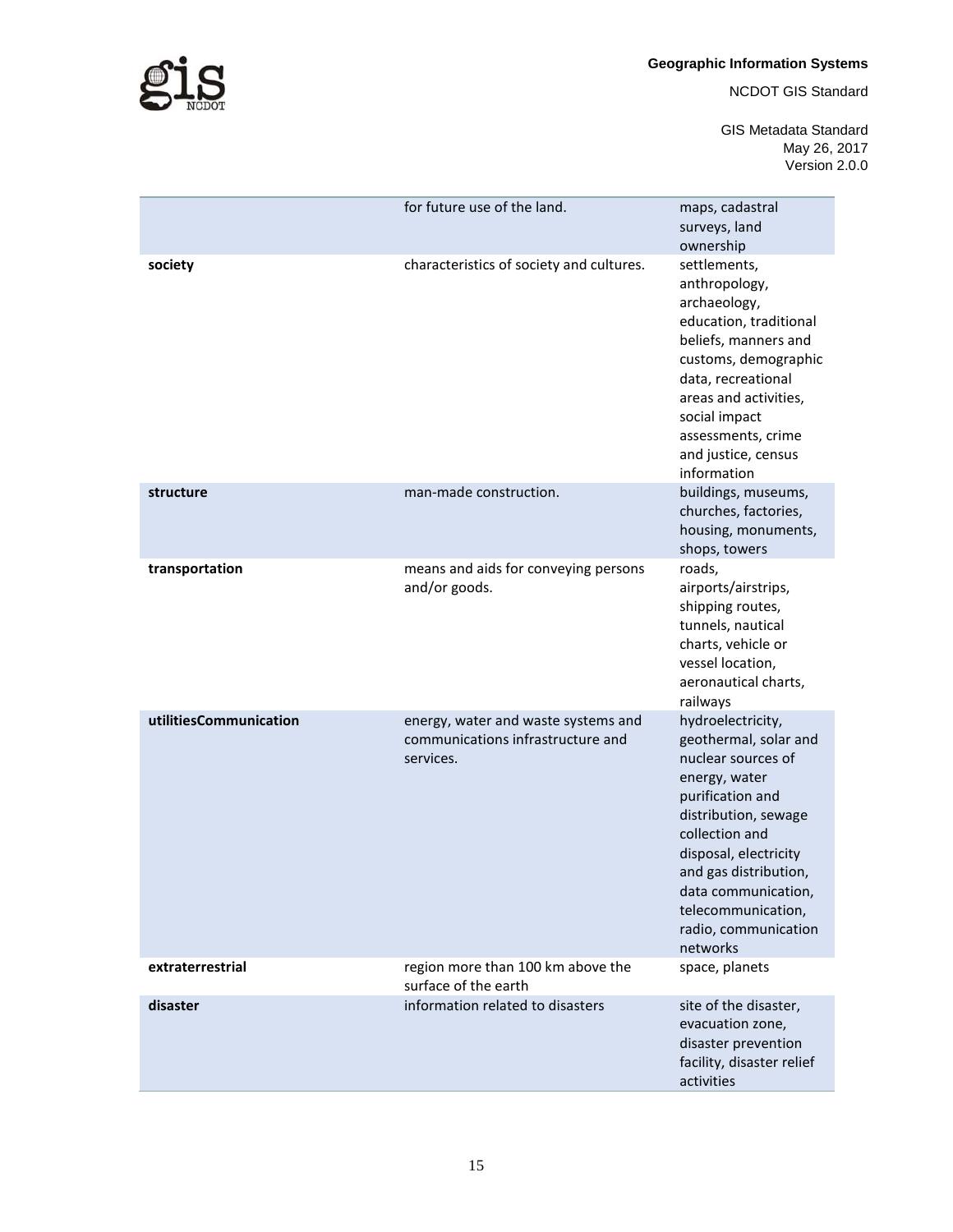|  | for future use of the land. | maps, cadastral surveys, land ownership |
|---|---|---|
| **society** | characteristics of society and cultures. | settlements, anthropology, archaeology, education, traditional beliefs, manners and customs, demographic data, recreational areas and activities, social impact assessments, crime and justice, census information |
| **structure** | man-made construction. | buildings, museums, churches, factories, housing, monuments, shops, towers |
| **transportation** | means and aids for conveying persons and/or goods. | roads, airports/airstrips, shipping routes, tunnels, nautical charts, vehicle or vessel location, aeronautical charts, railways |
| **utilitiesCommunication** | energy, water and waste systems and communications infrastructure and services. | hydroelectricity, geothermal, solar and nuclear sources of energy, water purification and distribution, sewage collection and disposal, electricity and gas distribution, data communication, telecommunication, radio, communication networks |
| **extraterrestrial** | region more than 100 km above the surface of the earth | space, planets |
| **disaster** | information related to disasters | site of the disaster, evacuation zone, disaster prevention facility, disaster relief activities |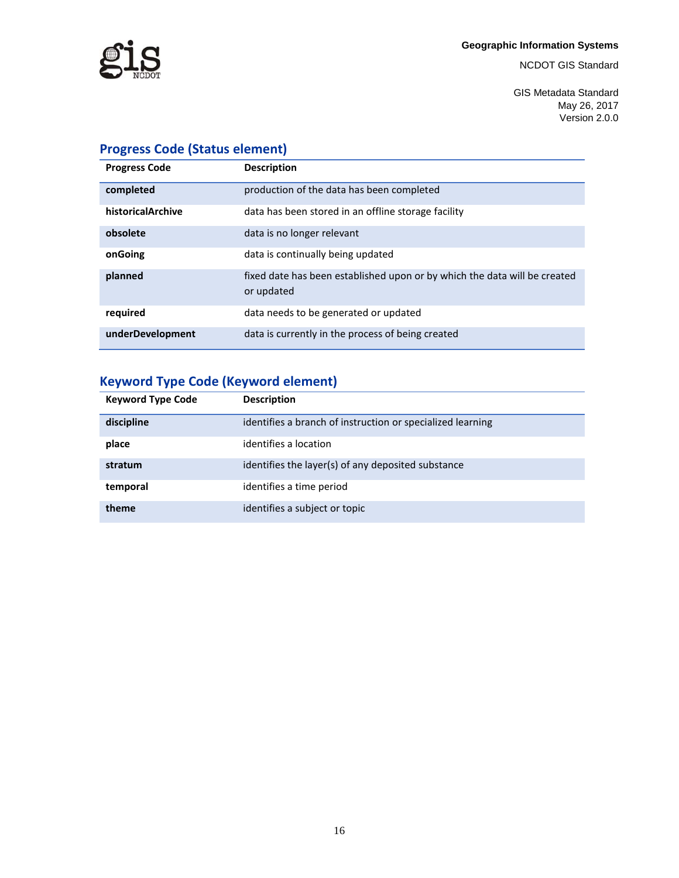## Progress Code (Status element)

| Progress Code | Description |
| --- | --- |
| **completed** | production of the data has been completed |
| **historicalArchive** | data has been stored in an offline storage facility |
| **obsolete** | data is no longer relevant |
| **onGoing** | data is continually being updated |
| **planned** | fixed date has been established upon or by which the data will be created or updated |
| **required** | data needs to be generated or updated |
| **underDevelopment** | data is currently in the process of being created |

## Keyword Type Code (Keyword element)

| Keyword Type Code | Description |
| --- | --- |
| **discipline** | identifies a branch of instruction or specialized learning |
| **place** | identifies a location |
| **stratum** | identifies the layer(s) of any deposited substance |
| **temporal** | identifies a time period |
| **theme** | identifies a subject or topic |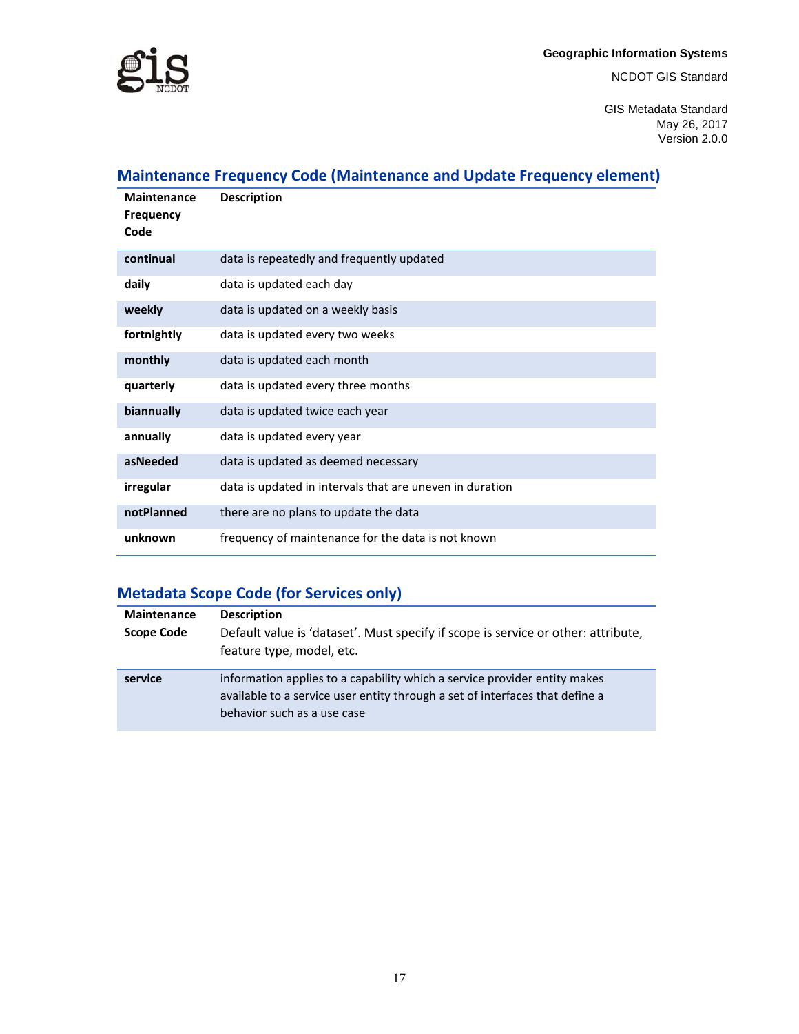## Maintenance Frequency Code (Maintenance and Update Frequency element)

| Maintenance Frequency Code | Description |
|---|---|
| **continual** | data is repeatedly and frequently updated |
| **daily** | data is updated each day |
| **weekly** | data is updated on a weekly basis |
| **fortnightly** | data is updated every two weeks |
| **monthly** | data is updated each month |
| **quarterly** | data is updated every three months |
| **biannually** | data is updated twice each year |
| **annually** | data is updated every year |
| **asNeeded** | data is updated as deemed necessary |
| **irregular** | data is updated in intervals that are uneven in duration |
| **notPlanned** | there are no plans to update the data |
| **unknown** | frequency of maintenance for the data is not known |

## Metadata Scope Code (for Services only)

| Maintenance Scope Code | Description<br>Default value is 'dataset'. Must specify if scope is service or other: attribute, feature type, model, etc. |
|---|---|
| **service** | information applies to a capability which a service provider entity makes available to a service user entity through a set of interfaces that define a behavior such as a use case |